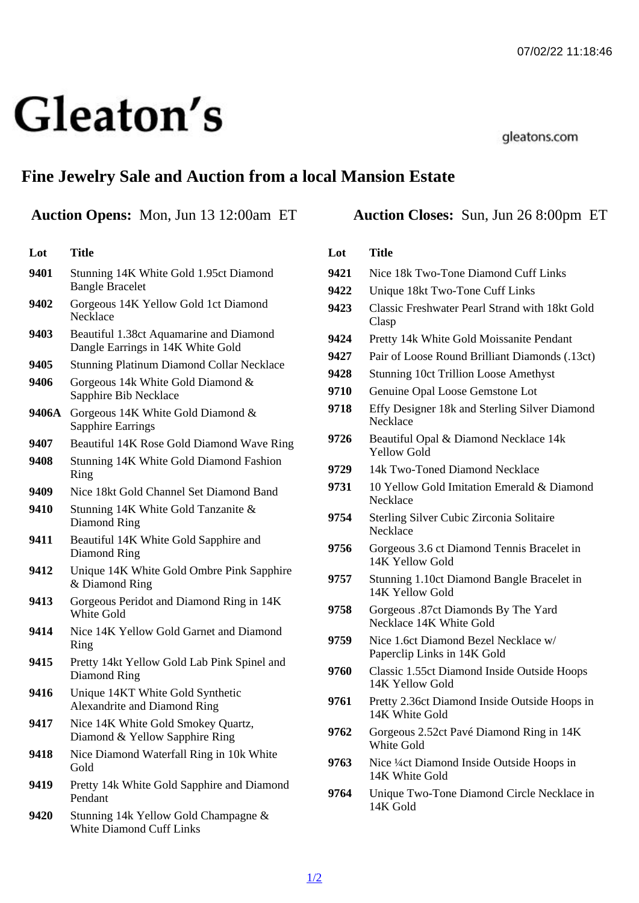# Gleaton's

gleatons.com

## Fine Jewelry Sale and Auction from a local Mansion Estate

**Auction Opens:** Mon, Jun 13 12:00am ET

**Auction Closes:** Sun, Jun 26 8:00pm ET

| Lot | Title |
|---|---|
| 9401 | Stunning 14K White Gold 1.95ct Diamond Bangle Bracelet |
| 9402 | Gorgeous 14K Yellow Gold 1ct Diamond Necklace |
| 9403 | Beautiful 1.38ct Aquamarine and Diamond Dangle Earrings in 14K White Gold |
| 9405 | Stunning Platinum Diamond Collar Necklace |
| 9406 | Gorgeous 14k White Gold Diamond & Sapphire Bib Necklace |
| 9406A | Gorgeous 14K White Gold Diamond & Sapphire Earrings |
| 9407 | Beautiful 14K Rose Gold Diamond Wave Ring |
| 9408 | Stunning 14K White Gold Diamond Fashion Ring |
| 9409 | Nice 18kt Gold Channel Set Diamond Band |
| 9410 | Stunning 14K White Gold Tanzanite & Diamond Ring |
| 9411 | Beautiful 14K White Gold Sapphire and Diamond Ring |
| 9412 | Unique 14K White Gold Ombre Pink Sapphire & Diamond Ring |
| 9413 | Gorgeous Peridot and Diamond Ring in 14K White Gold |
| 9414 | Nice 14K Yellow Gold Garnet and Diamond Ring |
| 9415 | Pretty 14kt Yellow Gold Lab Pink Spinel and Diamond Ring |
| 9416 | Unique 14KT White Gold Synthetic Alexandrite and Diamond Ring |
| 9417 | Nice 14K White Gold Smokey Quartz, Diamond & Yellow Sapphire Ring |
| 9418 | Nice Diamond Waterfall Ring in 10k White Gold |
| 9419 | Pretty 14k White Gold Sapphire and Diamond Pendant |
| 9420 | Stunning 14k Yellow Gold Champagne & White Diamond Cuff Links |
| 9421 | Nice 18k Two-Tone Diamond Cuff Links |
| 9422 | Unique 18kt Two-Tone Cuff Links |
| 9423 | Classic Freshwater Pearl Strand with 18kt Gold Clasp |
| 9424 | Pretty 14k White Gold Moissanite Pendant |
| 9427 | Pair of Loose Round Brilliant Diamonds (.13ct) |
| 9428 | Stunning 10ct Trillion Loose Amethyst |
| 9710 | Genuine Opal Loose Gemstone Lot |
| 9718 | Effy Designer 18k and Sterling Silver Diamond Necklace |
| 9726 | Beautiful Opal & Diamond Necklace 14k Yellow Gold |
| 9729 | 14k Two-Toned Diamond Necklace |
| 9731 | 10 Yellow Gold Imitation Emerald & Diamond Necklace |
| 9754 | Sterling Silver Cubic Zirconia Solitaire Necklace |
| 9756 | Gorgeous 3.6 ct Diamond Tennis Bracelet in 14K Yellow Gold |
| 9757 | Stunning 1.10ct Diamond Bangle Bracelet in 14K Yellow Gold |
| 9758 | Gorgeous .87ct Diamonds By The Yard Necklace 14K White Gold |
| 9759 | Nice 1.6ct Diamond Bezel Necklace w/ Paperclip Links in 14K Gold |
| 9760 | Classic 1.55ct Diamond Inside Outside Hoops 14K Yellow Gold |
| 9761 | Pretty 2.36ct Diamond Inside Outside Hoops in 14K White Gold |
| 9762 | Gorgeous 2.52ct Pavé Diamond Ring in 14K White Gold |
| 9763 | Nice ¼ct Diamond Inside Outside Hoops in 14K White Gold |
| 9764 | Unique Two-Tone Diamond Circle Necklace in 14K Gold |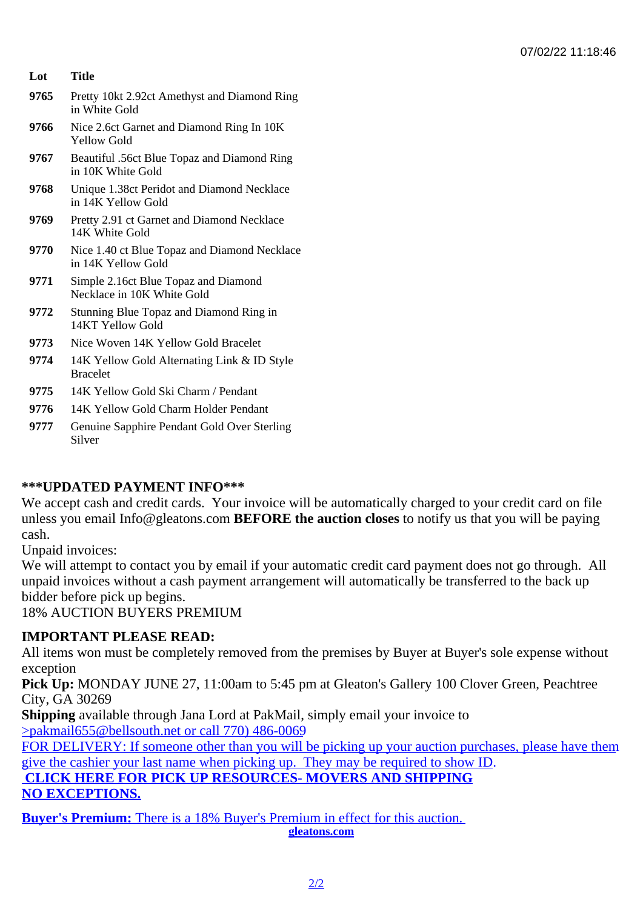| Lot | Title |
|---|---|
| 9765 | Pretty 10kt 2.92ct Amethyst and Diamond Ring in White Gold |
| 9766 | Nice 2.6ct Garnet and Diamond Ring In 10K Yellow Gold |
| 9767 | Beautiful .56ct Blue Topaz and Diamond Ring in 10K White Gold |
| 9768 | Unique 1.38ct Peridot and Diamond Necklace in 14K Yellow Gold |
| 9769 | Pretty 2.91 ct Garnet and Diamond Necklace 14K White Gold |
| 9770 | Nice 1.40 ct Blue Topaz and Diamond Necklace in 14K Yellow Gold |
| 9771 | Simple 2.16ct Blue Topaz and Diamond Necklace in 10K White Gold |
| 9772 | Stunning Blue Topaz and Diamond Ring in 14KT Yellow Gold |
| 9773 | Nice Woven 14K Yellow Gold Bracelet |
| 9774 | 14K Yellow Gold Alternating Link & ID Style Bracelet |
| 9775 | 14K Yellow Gold Ski Charm / Pendant |
| 9776 | 14K Yellow Gold Charm Holder Pendant |
| 9777 | Genuine Sapphire Pendant Gold Over Sterling Silver |

**\*\*\*UPDATED PAYMENT INFO\*\*\***

We accept cash and credit cards. Your invoice will be automatically charged to your credit card on file unless you email Info@gleatons.com **BEFORE the auction closes** to notify us that you will be paying cash.

Unpaid invoices:

We will attempt to contact you by email if your automatic credit card payment does not go through. All unpaid invoices without a cash payment arrangement will automatically be transferred to the back up bidder before pick up begins.

18% AUCTION BUYERS PREMIUM

**IMPORTANT PLEASE READ:**

All items won must be completely removed from the premises by Buyer at Buyer's sole expense without exception

**Pick Up:** MONDAY JUNE 27, 11:00am to 5:45 pm at Gleaton's Gallery 100 Clover Green, Peachtree City, GA 30269

**Shipping** available through Jana Lord at PakMail, simply email your invoice to >pakmail655@bellsouth.net or call 770) 486-0069

FOR DELIVERY: If someone other than you will be picking up your auction purchases, please have them give the cashier your last name when picking up. They may be required to show ID.

**CLICK HERE FOR PICK UP RESOURCES- MOVERS AND SHIPPING**

**NO EXCEPTIONS.**

**Buyer's Premium:** There is a 18% Buyer's Premium in effect for this auction.

**gleatons.com**